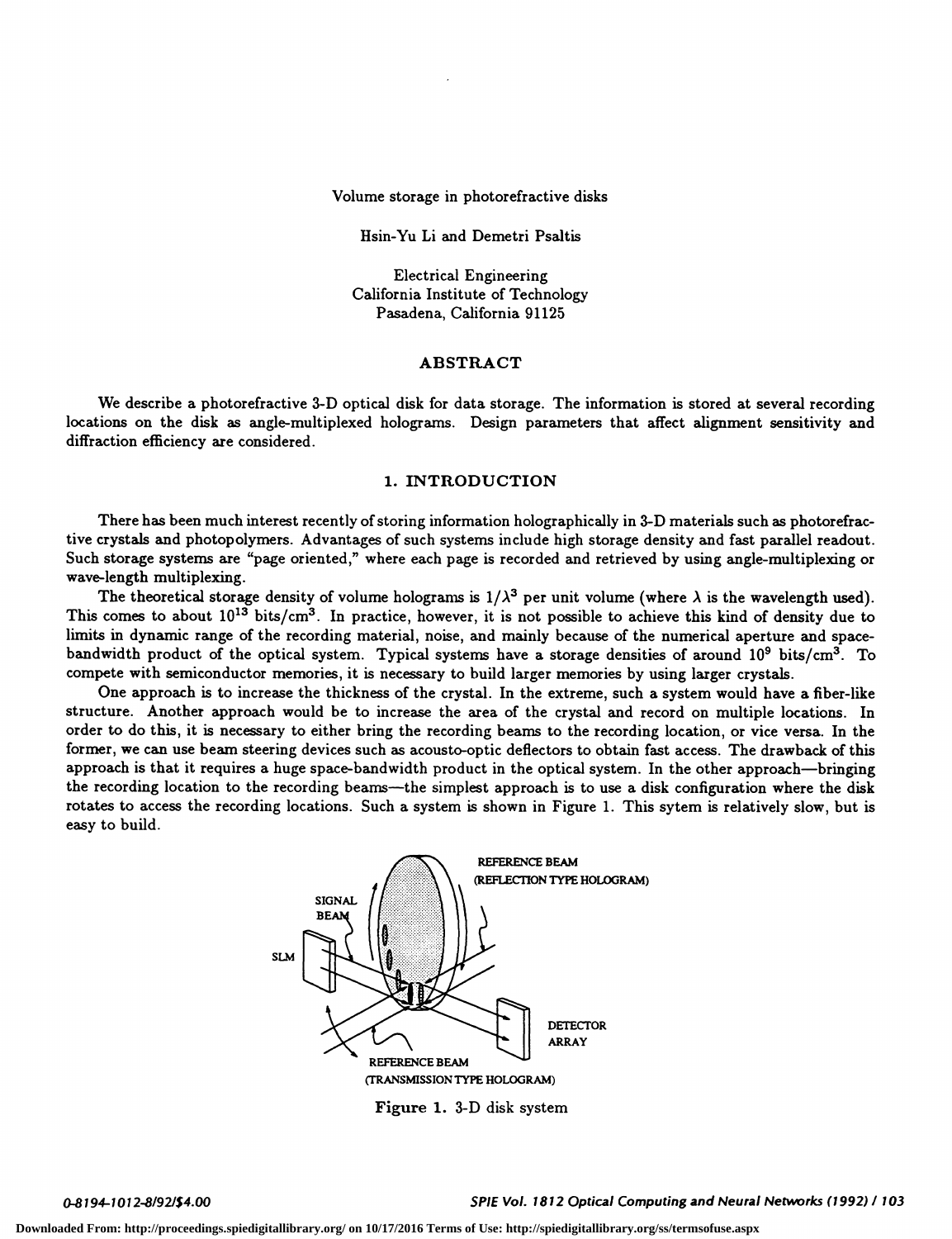# Volume storage in photorefractive disks

Hsin-Yu Li and Demetri Psaltis

Electrical Engineering
California Institute of Technology
Pasadena, California 91125

## ABSTRACT

We describe a photorefractive 3-D optical disk for data storage. The information is stored at several recording locations on the disk as angle-multiplexed holograms. Design parameters that affect alignment sensitivity and diffraction efficiency are considered.

## 1. INTRODUCTION

There has been much interest recently of storing information holographically in 3-D materials such as photorefractive crystals and photopolymers. Advantages of such systems include high storage density and fast parallel readout. Such storage systems are "page oriented," where each page is recorded and retrieved by using angle-multiplexing or wave-length multiplexing.

The theoretical storage density of volume holograms is $1/\lambda^3$ per unit volume (where $\lambda$ is the wavelength used). This comes to about $10^{13}$ bits/cm$^3$. In practice, however, it is not possible to achieve this kind of density due to limits in dynamic range of the recording material, noise, and mainly because of the numerical aperture and space-bandwidth product of the optical system. Typical systems have a storage densities of around $10^9$ bits/cm$^3$. To compete with semiconductor memories, it is necessary to build larger memories by using larger crystals.

One approach is to increase the thickness of the crystal. In the extreme, such a system would have a fiber-like structure. Another approach would be to increase the area of the crystal and record on multiple locations. In order to do this, it is necessary to either bring the recording beams to the recording location, or vice versa. In the former, we can use beam steering devices such as acousto-optic deflectors to obtain fast access. The drawback of this approach is that it requires a huge space-bandwidth product in the optical system. In the other approach—bringing the recording location to the recording beams—the simplest approach is to use a disk configuration where the disk rotates to access the recording locations. Such a system is shown in Figure 1. This sytem is relatively slow, but is easy to build.

Figure 1. 3-D disk system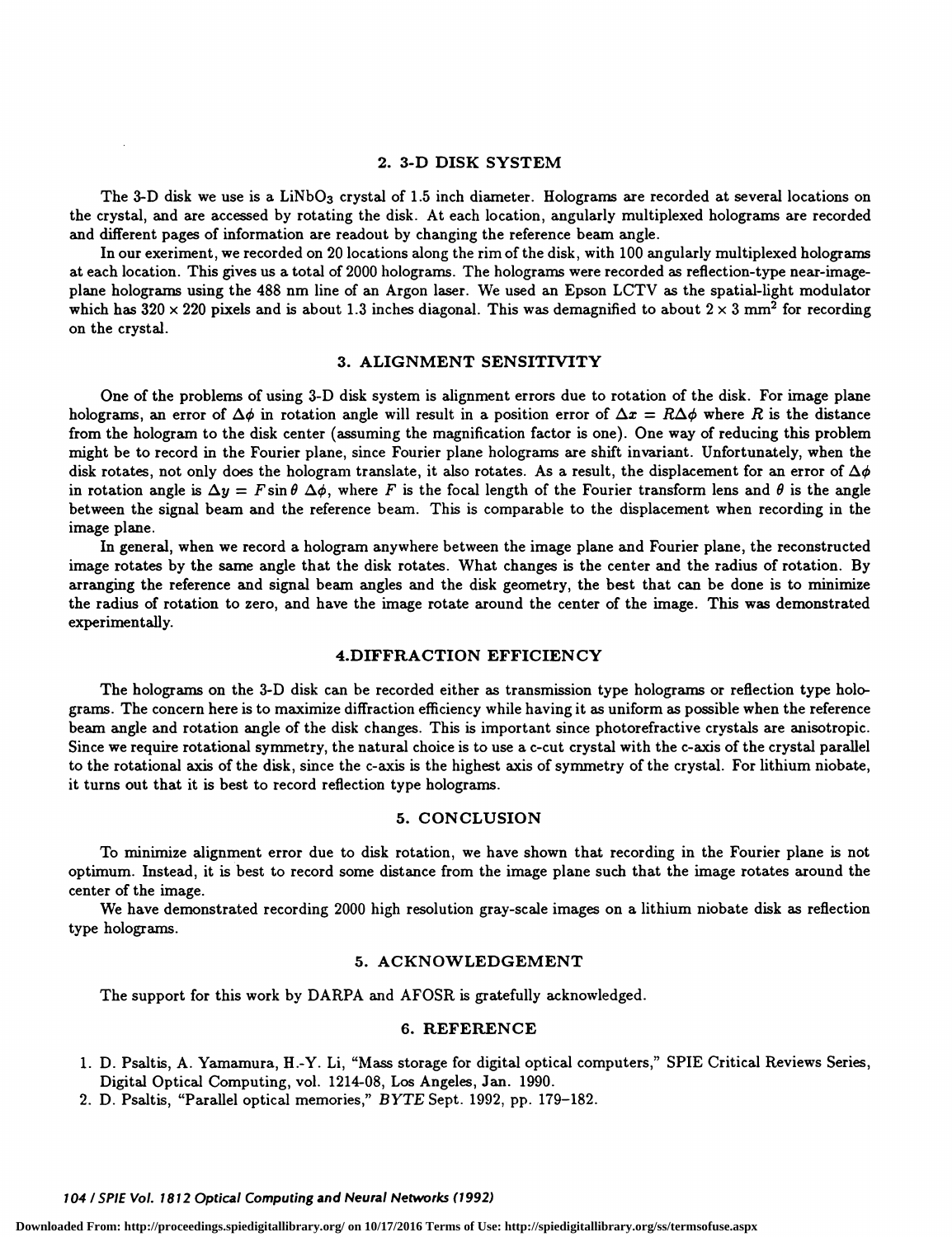## 2. 3-D DISK SYSTEM

The 3-D disk we use is a $LiNbO_3$ crystal of 1.5 inch diameter. Holograms are recorded at several locations on the crystal, and are accessed by rotating the disk. At each location, angularly multiplexed holograms are recorded and different pages of information are readout by changing the reference beam angle.

In our exeriment, we recorded on 20 locations along the rim of the disk, with 100 angularly multiplexed holograms at each location. This gives us a total of 2000 holograms. The holograms were recorded as reflection-type near-image-plane holograms using the 488 nm line of an Argon laser. We used an Epson LCTV as the spatial-light modulator which has $320 \times 220$ pixels and is about 1.3 inches diagonal. This was demagnified to about $2 \times 3$ mm$^2$ for recording on the crystal.

## 3. ALIGNMENT SENSITIVITY

One of the problems of using 3-D disk system is alignment errors due to rotation of the disk. For image plane holograms, an error of $\Delta\phi$ in rotation angle will result in a position error of $\Delta x = R\Delta\phi$ where $R$ is the distance from the hologram to the disk center (assuming the magnification factor is one). One way of reducing this problem might be to record in the Fourier plane, since Fourier plane holograms are shift invariant. Unfortunately, when the disk rotates, not only does the hologram translate, it also rotates. As a result, the displacement for an error of $\Delta\phi$ in rotation angle is $\Delta y = F \sin\theta \; \Delta\phi$, where $F$ is the focal length of the Fourier transform lens and $\theta$ is the angle between the signal beam and the reference beam. This is comparable to the displacement when recording in the image plane.

In general, when we record a hologram anywhere between the image plane and Fourier plane, the reconstructed image rotates by the same angle that the disk rotates. What changes is the center and the radius of rotation. By arranging the reference and signal beam angles and the disk geometry, the best that can be done is to minimize the radius of rotation to zero, and have the image rotate around the center of the image. This was demonstrated experimentally.

## 4.DIFFRACTION EFFICIENCY

The holograms on the 3-D disk can be recorded either as transmission type holograms or reflection type holograms. The concern here is to maximize diffraction efficiency while having it as uniform as possible when the reference beam angle and rotation angle of the disk changes. This is important since photorefractive crystals are anisotropic. Since we require rotational symmetry, the natural choice is to use a c-cut crystal with the c-axis of the crystal parallel to the rotational axis of the disk, since the c-axis is the highest axis of symmetry of the crystal. For lithium niobate, it turns out that it is best to record reflection type holograms.

## 5. CONCLUSION

To minimize alignment error due to disk rotation, we have shown that recording in the Fourier plane is not optimum. Instead, it is best to record some distance from the image plane such that the image rotates around the center of the image.

We have demonstrated recording 2000 high resolution gray-scale images on a lithium niobate disk as reflection type holograms.

## 5. ACKNOWLEDGEMENT

The support for this work by DARPA and AFOSR is gratefully acknowledged.

## 6. REFERENCE

1. D. Psaltis, A. Yamamura, H.-Y. Li, "Mass storage for digital optical computers," SPIE Critical Reviews Series, Digital Optical Computing, vol. 1214-08, Los Angeles, Jan. 1990.
2. D. Psaltis, "Parallel optical memories," *BYTE* Sept. 1992, pp. 179–182.